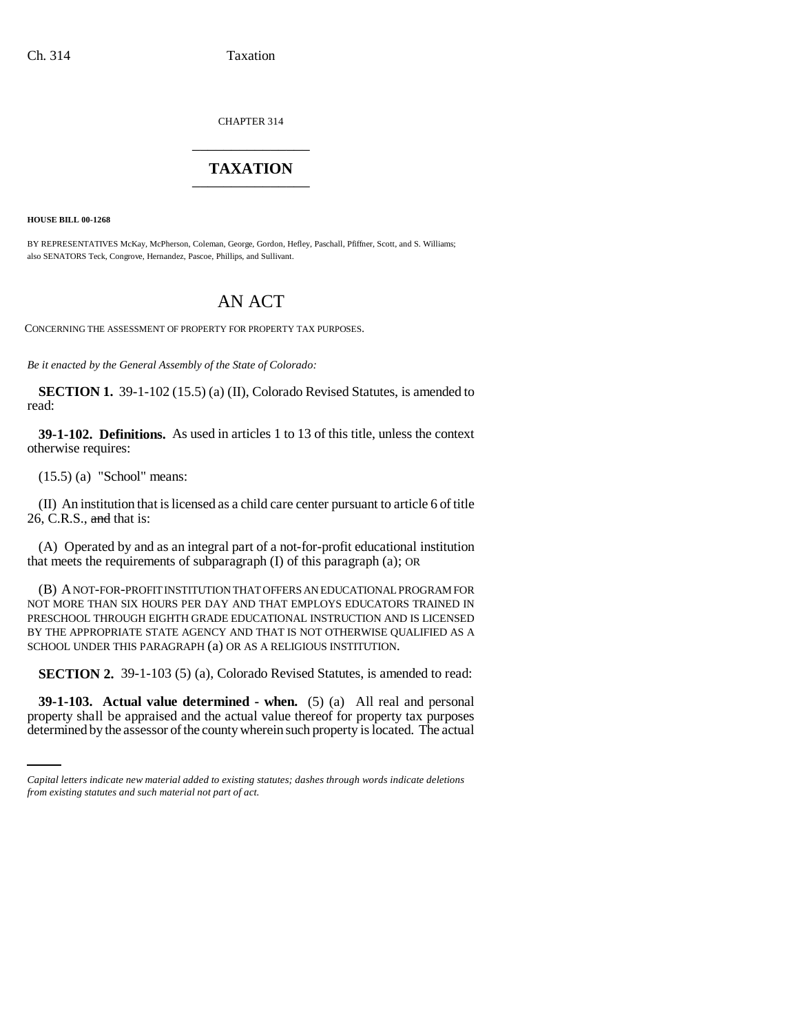CHAPTER 314

# TAXATION

**HOUSE BILL 00-1268**

BY REPRESENTATIVES McKay, McPherson, Coleman, George, Gordon, Hefley, Paschall, Pfiffner, Scott, and S. Williams;
also SENATORS Teck, Congrove, Hernandez, Pascoe, Phillips, and Sullivant.

## AN ACT

CONCERNING THE ASSESSMENT OF PROPERTY FOR PROPERTY TAX PURPOSES.

*Be it enacted by the General Assembly of the State of Colorado:*

**SECTION 1.** 39-1-102 (15.5) (a) (II), Colorado Revised Statutes, is amended to read:

**39-1-102. Definitions.** As used in articles 1 to 13 of this title, unless the context otherwise requires:

(15.5) (a) "School" means:

(II) An institution that is licensed as a child care center pursuant to article 6 of title 26, C.R.S., ~~and~~ that is:

(A) Operated by and as an integral part of a not-for-profit educational institution that meets the requirements of subparagraph (I) of this paragraph (a); OR

(B) A NOT-FOR-PROFIT INSTITUTION THAT OFFERS AN EDUCATIONAL PROGRAM FOR NOT MORE THAN SIX HOURS PER DAY AND THAT EMPLOYS EDUCATORS TRAINED IN PRESCHOOL THROUGH EIGHTH GRADE EDUCATIONAL INSTRUCTION AND IS LICENSED BY THE APPROPRIATE STATE AGENCY AND THAT IS NOT OTHERWISE QUALIFIED AS A SCHOOL UNDER THIS PARAGRAPH (a) OR AS A RELIGIOUS INSTITUTION.

**SECTION 2.** 39-1-103 (5) (a), Colorado Revised Statutes, is amended to read:

**39-1-103. Actual value determined - when.** (5) (a) All real and personal property shall be appraised and the actual value thereof for property tax purposes determined by the assessor of the county wherein such property is located. The actual

*Capital letters indicate new material added to existing statutes; dashes through words indicate deletions from existing statutes and such material not part of act.*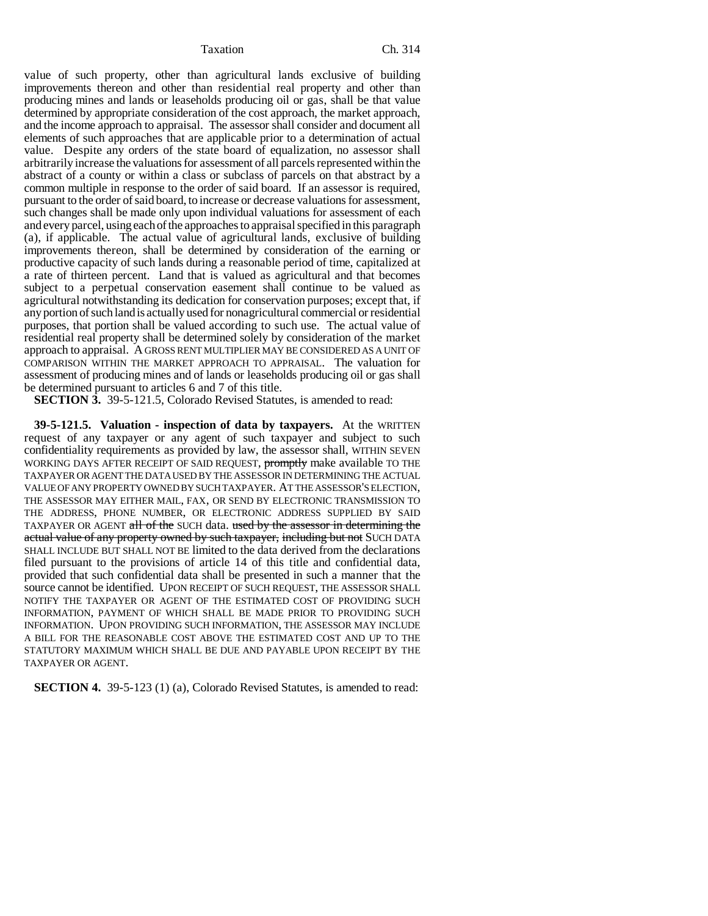value of such property, other than agricultural lands exclusive of building improvements thereon and other than residential real property and other than producing mines and lands or leaseholds producing oil or gas, shall be that value determined by appropriate consideration of the cost approach, the market approach, and the income approach to appraisal. The assessor shall consider and document all elements of such approaches that are applicable prior to a determination of actual value. Despite any orders of the state board of equalization, no assessor shall arbitrarily increase the valuations for assessment of all parcels represented within the abstract of a county or within a class or subclass of parcels on that abstract by a common multiple in response to the order of said board. If an assessor is required, pursuant to the order of said board, to increase or decrease valuations for assessment, such changes shall be made only upon individual valuations for assessment of each and every parcel, using each of the approaches to appraisal specified in this paragraph (a), if applicable. The actual value of agricultural lands, exclusive of building improvements thereon, shall be determined by consideration of the earning or productive capacity of such lands during a reasonable period of time, capitalized at a rate of thirteen percent. Land that is valued as agricultural and that becomes subject to a perpetual conservation easement shall continue to be valued as agricultural notwithstanding its dedication for conservation purposes; except that, if any portion of such land is actually used for nonagricultural commercial or residential purposes, that portion shall be valued according to such use. The actual value of residential real property shall be determined solely by consideration of the market approach to appraisal. A GROSS RENT MULTIPLIER MAY BE CONSIDERED AS A UNIT OF COMPARISON WITHIN THE MARKET APPROACH TO APPRAISAL. The valuation for assessment of producing mines and of lands or leaseholds producing oil or gas shall be determined pursuant to articles 6 and 7 of this title.

**SECTION 3.** 39-5-121.5, Colorado Revised Statutes, is amended to read:

**39-5-121.5. Valuation - inspection of data by taxpayers.** At the WRITTEN request of any taxpayer or any agent of such taxpayer and subject to such confidentiality requirements as provided by law, the assessor shall, WITHIN SEVEN WORKING DAYS AFTER RECEIPT OF SAID REQUEST, ~~promptly~~ make available TO THE TAXPAYER OR AGENT THE DATA USED BY THE ASSESSOR IN DETERMINING THE ACTUAL VALUE OF ANY PROPERTY OWNED BY SUCH TAXPAYER. AT THE ASSESSOR'S ELECTION, THE ASSESSOR MAY EITHER MAIL, FAX, OR SEND BY ELECTRONIC TRANSMISSION TO THE ADDRESS, PHONE NUMBER, OR ELECTRONIC ADDRESS SUPPLIED BY SAID TAXPAYER OR AGENT ~~all of the~~ SUCH data. ~~used by the assessor in determining the actual value of any property owned by such taxpayer, including but not~~ SUCH DATA SHALL INCLUDE BUT SHALL NOT BE limited to the data derived from the declarations filed pursuant to the provisions of article 14 of this title and confidential data, provided that such confidential data shall be presented in such a manner that the source cannot be identified. UPON RECEIPT OF SUCH REQUEST, THE ASSESSOR SHALL NOTIFY THE TAXPAYER OR AGENT OF THE ESTIMATED COST OF PROVIDING SUCH INFORMATION, PAYMENT OF WHICH SHALL BE MADE PRIOR TO PROVIDING SUCH INFORMATION. UPON PROVIDING SUCH INFORMATION, THE ASSESSOR MAY INCLUDE A BILL FOR THE REASONABLE COST ABOVE THE ESTIMATED COST AND UP TO THE STATUTORY MAXIMUM WHICH SHALL BE DUE AND PAYABLE UPON RECEIPT BY THE TAXPAYER OR AGENT.

**SECTION 4.** 39-5-123 (1) (a), Colorado Revised Statutes, is amended to read: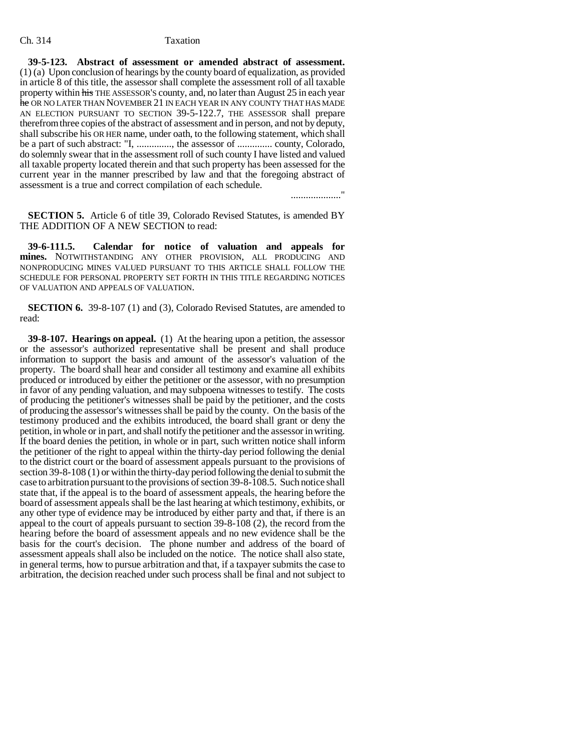**39-5-123. Abstract of assessment or amended abstract of assessment.** (1) (a) Upon conclusion of hearings by the county board of equalization, as provided in article 8 of this title, the assessor shall complete the assessment roll of all taxable property within ~~his~~ THE ASSESSOR'S county, and, no later than August 25 in each year ~~he~~ OR NO LATER THAN NOVEMBER 21 IN EACH YEAR IN ANY COUNTY THAT HAS MADE AN ELECTION PURSUANT TO SECTION 39-5-122.7, THE ASSESSOR shall prepare therefrom three copies of the abstract of assessment and in person, and not by deputy, shall subscribe his OR HER name, under oath, to the following statement, which shall be a part of such abstract: "I, .............., the assessor of .............. county, Colorado, do solemnly swear that in the assessment roll of such county I have listed and valued all taxable property located therein and that such property has been assessed for the current year in the manner prescribed by law and that the foregoing abstract of assessment is a true and correct compilation of each schedule.

...................."

**SECTION 5.** Article 6 of title 39, Colorado Revised Statutes, is amended BY THE ADDITION OF A NEW SECTION to read:

**39-6-111.5. Calendar for notice of valuation and appeals for mines.** NOTWITHSTANDING ANY OTHER PROVISION, ALL PRODUCING AND NONPRODUCING MINES VALUED PURSUANT TO THIS ARTICLE SHALL FOLLOW THE SCHEDULE FOR PERSONAL PROPERTY SET FORTH IN THIS TITLE REGARDING NOTICES OF VALUATION AND APPEALS OF VALUATION.

**SECTION 6.** 39-8-107 (1) and (3), Colorado Revised Statutes, are amended to read:

**39-8-107. Hearings on appeal.** (1) At the hearing upon a petition, the assessor or the assessor's authorized representative shall be present and shall produce information to support the basis and amount of the assessor's valuation of the property. The board shall hear and consider all testimony and examine all exhibits produced or introduced by either the petitioner or the assessor, with no presumption in favor of any pending valuation, and may subpoena witnesses to testify. The costs of producing the petitioner's witnesses shall be paid by the petitioner, and the costs of producing the assessor's witnesses shall be paid by the county. On the basis of the testimony produced and the exhibits introduced, the board shall grant or deny the petition, in whole or in part, and shall notify the petitioner and the assessor in writing. If the board denies the petition, in whole or in part, such written notice shall inform the petitioner of the right to appeal within the thirty-day period following the denial to the district court or the board of assessment appeals pursuant to the provisions of section 39-8-108 (1) or within the thirty-day period following the denial to submit the case to arbitration pursuant to the provisions of section 39-8-108.5. Such notice shall state that, if the appeal is to the board of assessment appeals, the hearing before the board of assessment appeals shall be the last hearing at which testimony, exhibits, or any other type of evidence may be introduced by either party and that, if there is an appeal to the court of appeals pursuant to section 39-8-108 (2), the record from the hearing before the board of assessment appeals and no new evidence shall be the basis for the court's decision. The phone number and address of the board of assessment appeals shall also be included on the notice. The notice shall also state, in general terms, how to pursue arbitration and that, if a taxpayer submits the case to arbitration, the decision reached under such process shall be final and not subject to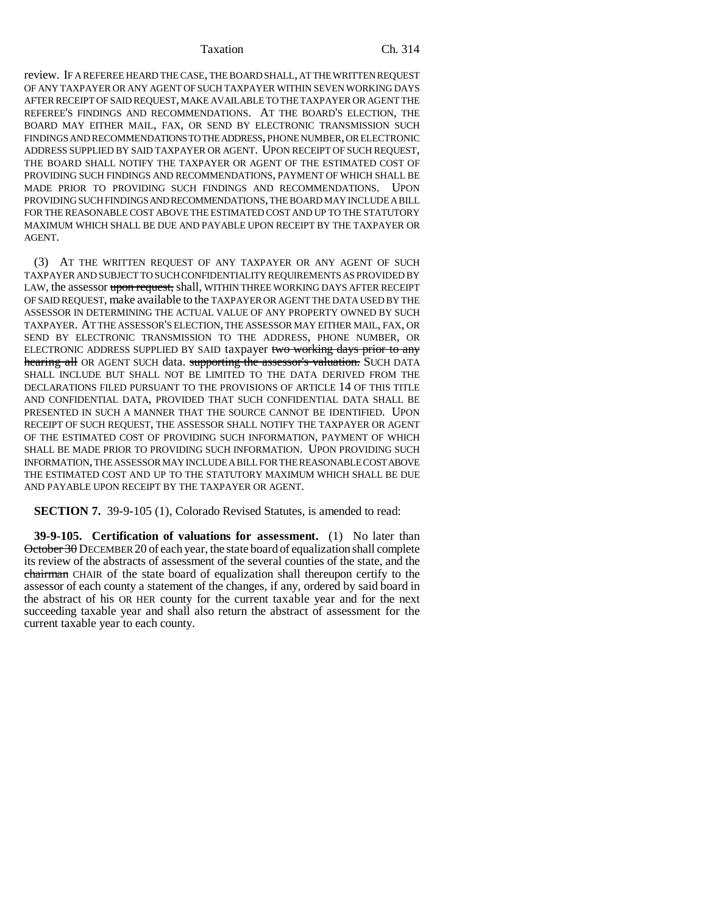review. IF A REFEREE HEARD THE CASE, THE BOARD SHALL, AT THE WRITTEN REQUEST OF ANY TAXPAYER OR ANY AGENT OF SUCH TAXPAYER WITHIN SEVEN WORKING DAYS AFTER RECEIPT OF SAID REQUEST, MAKE AVAILABLE TO THE TAXPAYER OR AGENT THE REFEREE'S FINDINGS AND RECOMMENDATIONS. AT THE BOARD'S ELECTION, THE BOARD MAY EITHER MAIL, FAX, OR SEND BY ELECTRONIC TRANSMISSION SUCH FINDINGS AND RECOMMENDATIONS TO THE ADDRESS, PHONE NUMBER, OR ELECTRONIC ADDRESS SUPPLIED BY SAID TAXPAYER OR AGENT. UPON RECEIPT OF SUCH REQUEST, THE BOARD SHALL NOTIFY THE TAXPAYER OR AGENT OF THE ESTIMATED COST OF PROVIDING SUCH FINDINGS AND RECOMMENDATIONS, PAYMENT OF WHICH SHALL BE MADE PRIOR TO PROVIDING SUCH FINDINGS AND RECOMMENDATIONS. UPON PROVIDING SUCH FINDINGS AND RECOMMENDATIONS, THE BOARD MAY INCLUDE A BILL FOR THE REASONABLE COST ABOVE THE ESTIMATED COST AND UP TO THE STATUTORY MAXIMUM WHICH SHALL BE DUE AND PAYABLE UPON RECEIPT BY THE TAXPAYER OR AGENT.

(3) AT THE WRITTEN REQUEST OF ANY TAXPAYER OR ANY AGENT OF SUCH TAXPAYER AND SUBJECT TO SUCH CONFIDENTIALITY REQUIREMENTS AS PROVIDED BY LAW, the assessor ~~upon request,~~ shall, WITHIN THREE WORKING DAYS AFTER RECEIPT OF SAID REQUEST, make available to the TAXPAYER OR AGENT THE DATA USED BY THE ASSESSOR IN DETERMINING THE ACTUAL VALUE OF ANY PROPERTY OWNED BY SUCH TAXPAYER. AT THE ASSESSOR'S ELECTION, THE ASSESSOR MAY EITHER MAIL, FAX, OR SEND BY ELECTRONIC TRANSMISSION TO THE ADDRESS, PHONE NUMBER, OR ELECTRONIC ADDRESS SUPPLIED BY SAID taxpayer ~~two working days prior to any hearing all~~ OR AGENT SUCH data. ~~supporting the assessor's valuation.~~ SUCH DATA SHALL INCLUDE BUT SHALL NOT BE LIMITED TO THE DATA DERIVED FROM THE DECLARATIONS FILED PURSUANT TO THE PROVISIONS OF ARTICLE 14 OF THIS TITLE AND CONFIDENTIAL DATA, PROVIDED THAT SUCH CONFIDENTIAL DATA SHALL BE PRESENTED IN SUCH A MANNER THAT THE SOURCE CANNOT BE IDENTIFIED. UPON RECEIPT OF SUCH REQUEST, THE ASSESSOR SHALL NOTIFY THE TAXPAYER OR AGENT OF THE ESTIMATED COST OF PROVIDING SUCH INFORMATION, PAYMENT OF WHICH SHALL BE MADE PRIOR TO PROVIDING SUCH INFORMATION. UPON PROVIDING SUCH INFORMATION, THE ASSESSOR MAY INCLUDE A BILL FOR THE REASONABLE COST ABOVE THE ESTIMATED COST AND UP TO THE STATUTORY MAXIMUM WHICH SHALL BE DUE AND PAYABLE UPON RECEIPT BY THE TAXPAYER OR AGENT.

**SECTION 7.** 39-9-105 (1), Colorado Revised Statutes, is amended to read:

**39-9-105. Certification of valuations for assessment.** (1) No later than ~~October 30~~ DECEMBER 20 of each year, the state board of equalization shall complete its review of the abstracts of assessment of the several counties of the state, and the ~~chairman~~ CHAIR of the state board of equalization shall thereupon certify to the assessor of each county a statement of the changes, if any, ordered by said board in the abstract of his OR HER county for the current taxable year and for the next succeeding taxable year and shall also return the abstract of assessment for the current taxable year to each county.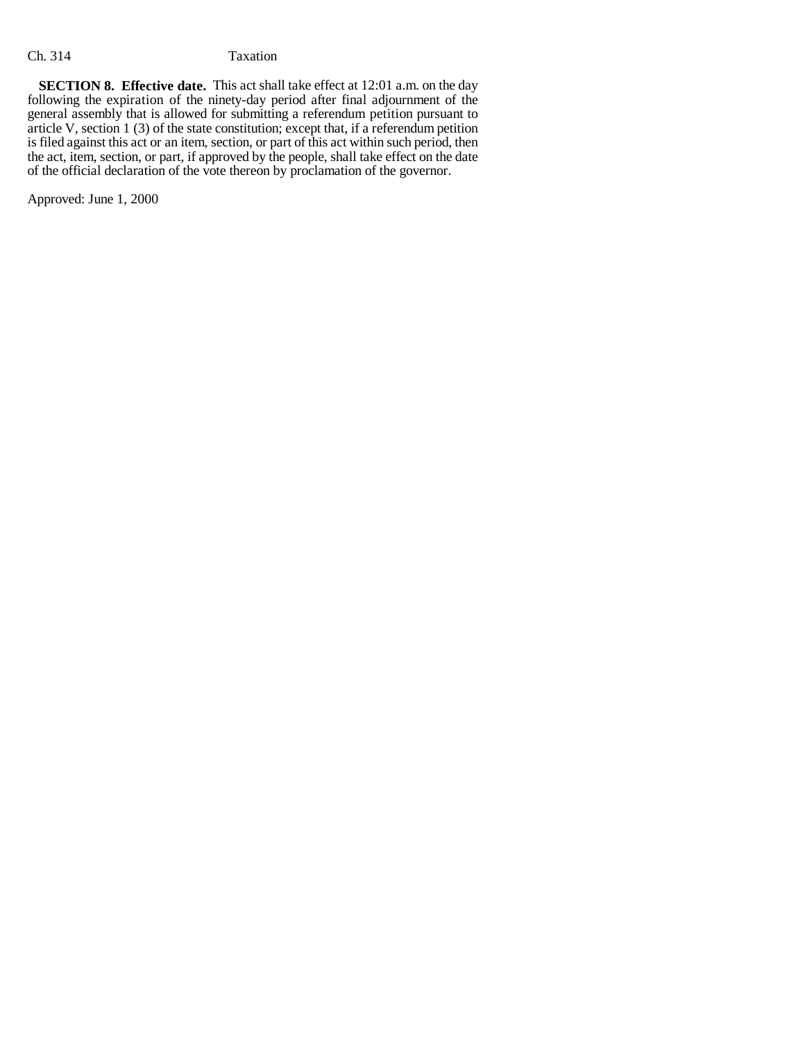**SECTION 8. Effective date.** This act shall take effect at 12:01 a.m. on the day following the expiration of the ninety-day period after final adjournment of the general assembly that is allowed for submitting a referendum petition pursuant to article V, section 1 (3) of the state constitution; except that, if a referendum petition is filed against this act or an item, section, or part of this act within such period, then the act, item, section, or part, if approved by the people, shall take effect on the date of the official declaration of the vote thereon by proclamation of the governor.

Approved: June 1, 2000